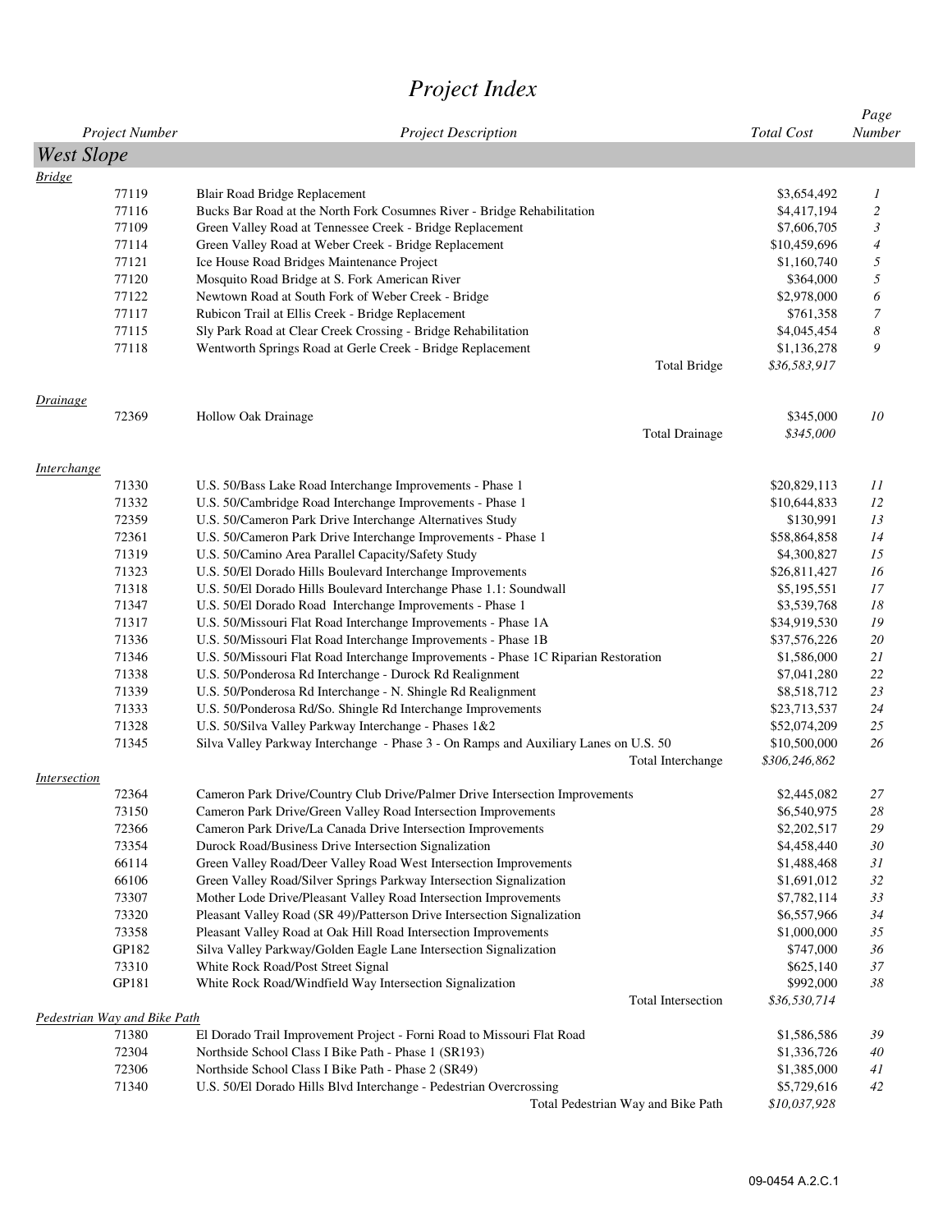# Project Index

| Project Number | Project Description | Total Cost | Page Number |
|---|---|---|---|
| **West Slope** | | | |
| *Bridge* | | | |
| 77119 | Blair Road Bridge Replacement | $3,654,492 | 1 |
| 77116 | Bucks Bar Road at the North Fork Cosumnes River - Bridge Rehabilitation | $4,417,194 | 2 |
| 77109 | Green Valley Road at Tennessee Creek - Bridge Replacement | $7,606,705 | 3 |
| 77114 | Green Valley Road at Weber Creek - Bridge Replacement | $10,459,696 | 4 |
| 77121 | Ice House Road Bridges Maintenance Project | $1,160,740 | 5 |
| 77120 | Mosquito Road Bridge at S. Fork American River | $364,000 | 5 |
| 77122 | Newtown Road at South Fork of Weber Creek - Bridge | $2,978,000 | 6 |
| 77117 | Rubicon Trail at Ellis Creek - Bridge Replacement | $761,358 | 7 |
| 77115 | Sly Park Road at Clear Creek Crossing - Bridge Rehabilitation | $4,045,454 | 8 |
| 77118 | Wentworth Springs Road at Gerle Creek - Bridge Replacement | $1,136,278 | 9 |
| | Total Bridge | *$36,583,917* | |
| *Drainage* | | | |
| 72369 | Hollow Oak Drainage | $345,000 | 10 |
| | Total Drainage | *$345,000* | |
| *Interchange* | | | |
| 71330 | U.S. 50/Bass Lake Road Interchange Improvements - Phase 1 | $20,829,113 | 11 |
| 71332 | U.S. 50/Cambridge Road Interchange Improvements - Phase 1 | $10,644,833 | 12 |
| 72359 | U.S. 50/Cameron Park Drive Interchange Alternatives Study | $130,991 | 13 |
| 72361 | U.S. 50/Cameron Park Drive Interchange Improvements - Phase 1 | $58,864,858 | 14 |
| 71319 | U.S. 50/Camino Area Parallel Capacity/Safety Study | $4,300,827 | 15 |
| 71323 | U.S. 50/El Dorado Hills Boulevard Interchange Improvements | $26,811,427 | 16 |
| 71318 | U.S. 50/El Dorado Hills Boulevard Interchange Phase 1.1: Soundwall | $5,195,551 | 17 |
| 71347 | U.S. 50/El Dorado Road Interchange Improvements - Phase 1 | $3,539,768 | 18 |
| 71317 | U.S. 50/Missouri Flat Road Interchange Improvements - Phase 1A | $34,919,530 | 19 |
| 71336 | U.S. 50/Missouri Flat Road Interchange Improvements - Phase 1B | $37,576,226 | 20 |
| 71346 | U.S. 50/Missouri Flat Road Interchange Improvements - Phase 1C Riparian Restoration | $1,586,000 | 21 |
| 71338 | U.S. 50/Ponderosa Rd Interchange - Durock Rd Realignment | $7,041,280 | 22 |
| 71339 | U.S. 50/Ponderosa Rd Interchange - N. Shingle Rd Realignment | $8,518,712 | 23 |
| 71333 | U.S. 50/Ponderosa Rd/So. Shingle Rd Interchange Improvements | $23,713,537 | 24 |
| 71328 | U.S. 50/Silva Valley Parkway Interchange - Phases 1&2 | $52,074,209 | 25 |
| 71345 | Silva Valley Parkway Interchange - Phase 3 - On Ramps and Auxiliary Lanes on U.S. 50 | $10,500,000 | 26 |
| | Total Interchange | *$306,246,862* | |
| *Intersection* | | | |
| 72364 | Cameron Park Drive/Country Club Drive/Palmer Drive Intersection Improvements | $2,445,082 | 27 |
| 73150 | Cameron Park Drive/Green Valley Road Intersection Improvements | $6,540,975 | 28 |
| 72366 | Cameron Park Drive/La Canada Drive Intersection Improvements | $2,202,517 | 29 |
| 73354 | Durock Road/Business Drive Intersection Signalization | $4,458,440 | 30 |
| 66114 | Green Valley Road/Deer Valley Road West Intersection Improvements | $1,488,468 | 31 |
| 66106 | Green Valley Road/Silver Springs Parkway Intersection Signalization | $1,691,012 | 32 |
| 73307 | Mother Lode Drive/Pleasant Valley Road Intersection Improvements | $7,782,114 | 33 |
| 73320 | Pleasant Valley Road (SR 49)/Patterson Drive Intersection Signalization | $6,557,966 | 34 |
| 73358 | Pleasant Valley Road at Oak Hill Road Intersection Improvements | $1,000,000 | 35 |
| GP182 | Silva Valley Parkway/Golden Eagle Lane Intersection Signalization | $747,000 | 36 |
| 73310 | White Rock Road/Post Street Signal | $625,140 | 37 |
| GP181 | White Rock Road/Windfield Way Intersection Signalization | $992,000 | 38 |
| | Total Intersection | *$36,530,714* | |
| *Pedestrian Way and Bike Path* | | | |
| 71380 | El Dorado Trail Improvement Project - Forni Road to Missouri Flat Road | $1,586,586 | 39 |
| 72304 | Northside School Class I Bike Path - Phase 1 (SR193) | $1,336,726 | 40 |
| 72306 | Northside School Class I Bike Path - Phase 2 (SR49) | $1,385,000 | 41 |
| 71340 | U.S. 50/El Dorado Hills Blvd Interchange - Pedestrian Overcrossing | $5,729,616 | 42 |
| | Total Pedestrian Way and Bike Path | *$10,037,928* | |

09-0454 A.2.C.1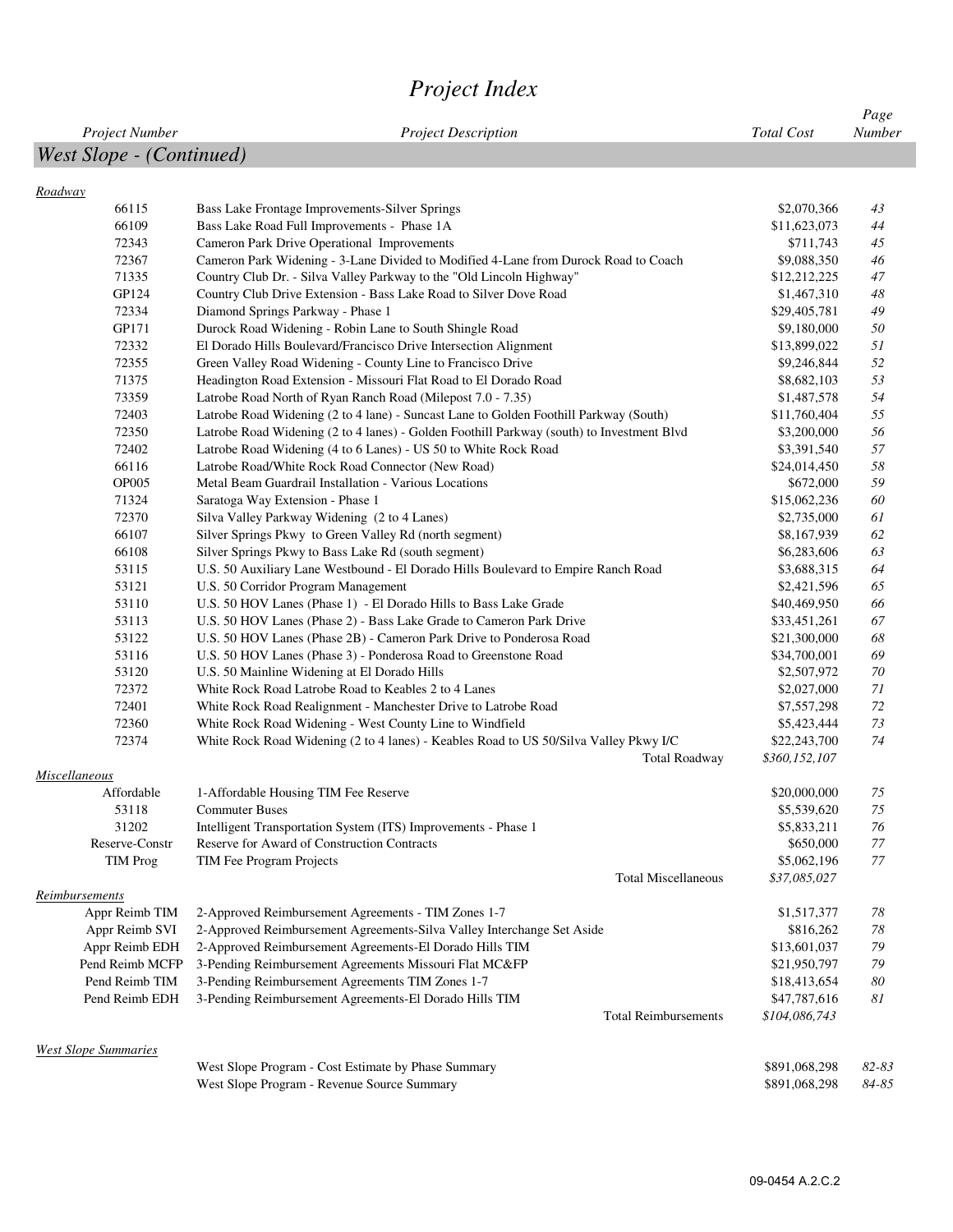# *Project Index*

| *Project Number* | *Project Description* | *Total Cost* | *Page Number* |
|---|---|---|---|
| ***West Slope - (Continued)*** | | | |
| ***Roadway*** | | | |
| 66115 | Bass Lake Frontage Improvements-Silver Springs | $2,070,366 | *43* |
| 66109 | Bass Lake Road Full Improvements - Phase 1A | $11,623,073 | *44* |
| 72343 | Cameron Park Drive Operational Improvements | $711,743 | *45* |
| 72367 | Cameron Park Widening - 3-Lane Divided to Modified 4-Lane from Durock Road to Coach | $9,088,350 | *46* |
| 71335 | Country Club Dr. - Silva Valley Parkway to the "Old Lincoln Highway" | $12,212,225 | *47* |
| GP124 | Country Club Drive Extension - Bass Lake Road to Silver Dove Road | $1,467,310 | *48* |
| 72334 | Diamond Springs Parkway - Phase 1 | $29,405,781 | *49* |
| GP171 | Durock Road Widening - Robin Lane to South Shingle Road | $9,180,000 | *50* |
| 72332 | El Dorado Hills Boulevard/Francisco Drive Intersection Alignment | $13,899,022 | *51* |
| 72355 | Green Valley Road Widening - County Line to Francisco Drive | $9,246,844 | *52* |
| 71375 | Headington Road Extension - Missouri Flat Road to El Dorado Road | $8,682,103 | *53* |
| 73359 | Latrobe Road North of Ryan Ranch Road (Milepost 7.0 - 7.35) | $1,487,578 | *54* |
| 72403 | Latrobe Road Widening (2 to 4 lane) - Suncast Lane to Golden Foothill Parkway (South) | $11,760,404 | *55* |
| 72350 | Latrobe Road Widening (2 to 4 lanes) - Golden Foothill Parkway (south) to Investment Blvd | $3,200,000 | *56* |
| 72402 | Latrobe Road Widening (4 to 6 Lanes) - US 50 to White Rock Road | $3,391,540 | *57* |
| 66116 | Latrobe Road/White Rock Road Connector (New Road) | $24,014,450 | *58* |
| OP005 | Metal Beam Guardrail Installation - Various Locations | $672,000 | *59* |
| 71324 | Saratoga Way Extension - Phase 1 | $15,062,236 | *60* |
| 72370 | Silva Valley Parkway Widening (2 to 4 Lanes) | $2,735,000 | *61* |
| 66107 | Silver Springs Pkwy to Green Valley Rd (north segment) | $8,167,939 | *62* |
| 66108 | Silver Springs Pkwy to Bass Lake Rd (south segment) | $6,283,606 | *63* |
| 53115 | U.S. 50 Auxiliary Lane Westbound - El Dorado Hills Boulevard to Empire Ranch Road | $3,688,315 | *64* |
| 53121 | U.S. 50 Corridor Program Management | $2,421,596 | *65* |
| 53110 | U.S. 50 HOV Lanes (Phase 1) - El Dorado Hills to Bass Lake Grade | $40,469,950 | *66* |
| 53113 | U.S. 50 HOV Lanes (Phase 2) - Bass Lake Grade to Cameron Park Drive | $33,451,261 | *67* |
| 53122 | U.S. 50 HOV Lanes (Phase 2B) - Cameron Park Drive to Ponderosa Road | $21,300,000 | *68* |
| 53116 | U.S. 50 HOV Lanes (Phase 3) - Ponderosa Road to Greenstone Road | $34,700,001 | *69* |
| 53120 | U.S. 50 Mainline Widening at El Dorado Hills | $2,507,972 | *70* |
| 72372 | White Rock Road Latrobe Road to Keables 2 to 4 Lanes | $2,027,000 | *71* |
| 72401 | White Rock Road Realignment - Manchester Drive to Latrobe Road | $7,557,298 | *72* |
| 72360 | White Rock Road Widening - West County Line to Windfield | $5,423,444 | *73* |
| 72374 | White Rock Road Widening (2 to 4 lanes) - Keables Road to US 50/Silva Valley Pkwy I/C | $22,243,700 | *74* |
| | Total Roadway | *$360,152,107* | |
| ***Miscellaneous*** | | | |
| Affordable | 1-Affordable Housing TIM Fee Reserve | $20,000,000 | *75* |
| 53118 | Commuter Buses | $5,539,620 | *75* |
| 31202 | Intelligent Transportation System (ITS) Improvements - Phase 1 | $5,833,211 | *76* |
| Reserve-Constr | Reserve for Award of Construction Contracts | $650,000 | *77* |
| TIM Prog | TIM Fee Program Projects | $5,062,196 | *77* |
| | Total Miscellaneous | *$37,085,027* | |
| ***Reimbursements*** | | | |
| Appr Reimb TIM | 2-Approved Reimbursement Agreements - TIM Zones 1-7 | $1,517,377 | *78* |
| Appr Reimb SVI | 2-Approved Reimbursement Agreements-Silva Valley Interchange Set Aside | $816,262 | *78* |
| Appr Reimb EDH | 2-Approved Reimbursement Agreements-El Dorado Hills TIM | $13,601,037 | *79* |
| Pend Reimb MCFP | 3-Pending Reimbursement Agreements Missouri Flat MC&FP | $21,950,797 | *79* |
| Pend Reimb TIM | 3-Pending Reimbursement Agreements TIM Zones 1-7 | $18,413,654 | *80* |
| Pend Reimb EDH | 3-Pending Reimbursement Agreements-El Dorado Hills TIM | $47,787,616 | *81* |
| | Total Reimbursements | *$104,086,743* | |
| ***West Slope Summaries*** | | | |
| | West Slope Program - Cost Estimate by Phase Summary | $891,068,298 | *82-83* |
| | West Slope Program - Revenue Source Summary | $891,068,298 | *84-85* |

09-0454 A.2.C.2